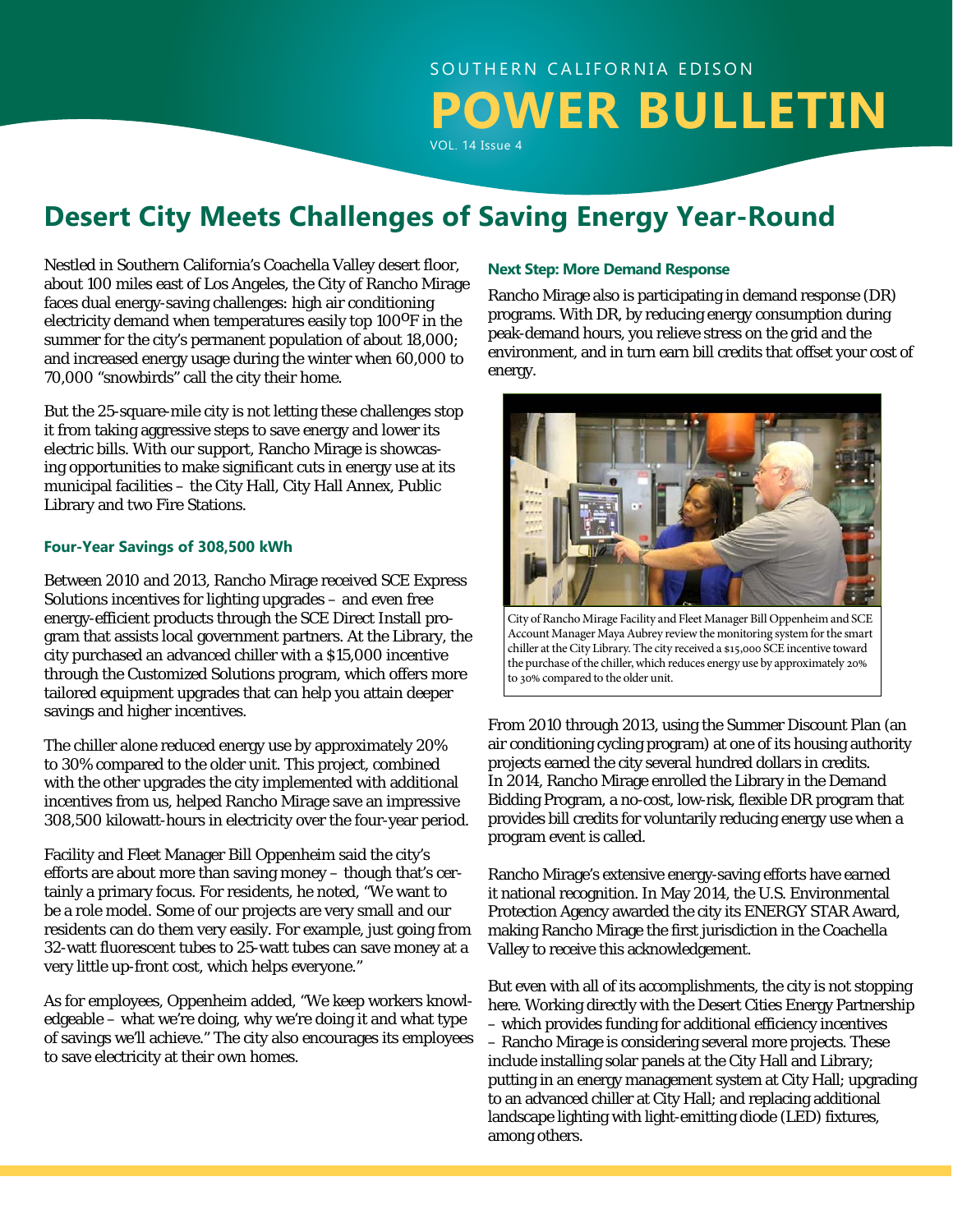SOUTHERN CALIFORNIA EDISON

# POWER BULLETIN

VOL. 14 Issue 4

## Desert City Meets Challenges of Saving Energy Year-Round

Nestled in Southern California's Coachella Valley desert floor, about 100 miles east of Los Angeles, the City of Rancho Mirage faces dual energy-saving challenges: high air conditioning electricity demand when temperatures easily top 100°F in the summer for the city's permanent population of about 18,000; and increased energy usage during the winter when 60,000 to 70,000 "snowbirds" call the city their home.

But the 25-square-mile city is not letting these challenges stop it from taking aggressive steps to save energy and lower its electric bills. With our support, Rancho Mirage is showcasing opportunities to make significant cuts in energy use at its municipal facilities – the City Hall, City Hall Annex, Public Library and two Fire Stations.

### Four-Year Savings of 308,500 kWh

Between 2010 and 2013, Rancho Mirage received SCE Express Solutions incentives for lighting upgrades – and even free energy-efficient products through the SCE Direct Install program that assists local government partners. At the Library, the city purchased an advanced chiller with a $15,000 incentive through the Customized Solutions program, which offers more tailored equipment upgrades that can help you attain deeper savings and higher incentives.

The chiller alone reduced energy use by approximately 20% to 30% compared to the older unit. This project, combined with the other upgrades the city implemented with additional incentives from us, helped Rancho Mirage save an impressive 308,500 kilowatt-hours in electricity over the four-year period.

Facility and Fleet Manager Bill Oppenheim said the city's efforts are about more than saving money – though that's certainly a primary focus. For residents, he noted, "We want to be a role model. Some of our projects are very small and our residents can do them very easily. For example, just going from 32-watt fluorescent tubes to 25-watt tubes can save money at a very little up-front cost, which helps everyone."

As for employees, Oppenheim added, "We keep workers knowledgeable – what we're doing, why we're doing it and what type of savings we'll achieve." The city also encourages its employees to save electricity at their own homes.

### Next Step: More Demand Response

Rancho Mirage also is participating in demand response (DR) programs. With DR, by reducing energy consumption during peak-demand hours, you relieve stress on the grid and the environment, and in turn earn bill credits that offset your cost of energy.

City of Rancho Mirage Facility and Fleet Manager Bill Oppenheim and SCE Account Manager Maya Aubrey review the monitoring system for the smart chiller at the City Library. The city received a $15,000 SCE incentive toward the purchase of the chiller, which reduces energy use by approximately 20% to 30% compared to the older unit.

From 2010 through 2013, using the Summer Discount Plan (an air conditioning cycling program) at one of its housing authority projects earned the city several hundred dollars in credits. In 2014, Rancho Mirage enrolled the Library in the Demand Bidding Program, a no-cost, low-risk, flexible DR program that provides bill credits for voluntarily reducing energy use when a program event is called.

Rancho Mirage's extensive energy-saving efforts have earned it national recognition. In May 2014, the U.S. Environmental Protection Agency awarded the city its ENERGY STAR Award, making Rancho Mirage the first jurisdiction in the Coachella Valley to receive this acknowledgement.

But even with all of its accomplishments, the city is not stopping here. Working directly with the Desert Cities Energy Partnership – which provides funding for additional efficiency incentives – Rancho Mirage is considering several more projects. These include installing solar panels at the City Hall and Library; putting in an energy management system at City Hall; upgrading to an advanced chiller at City Hall; and replacing additional landscape lighting with light-emitting diode (LED) fixtures, among others.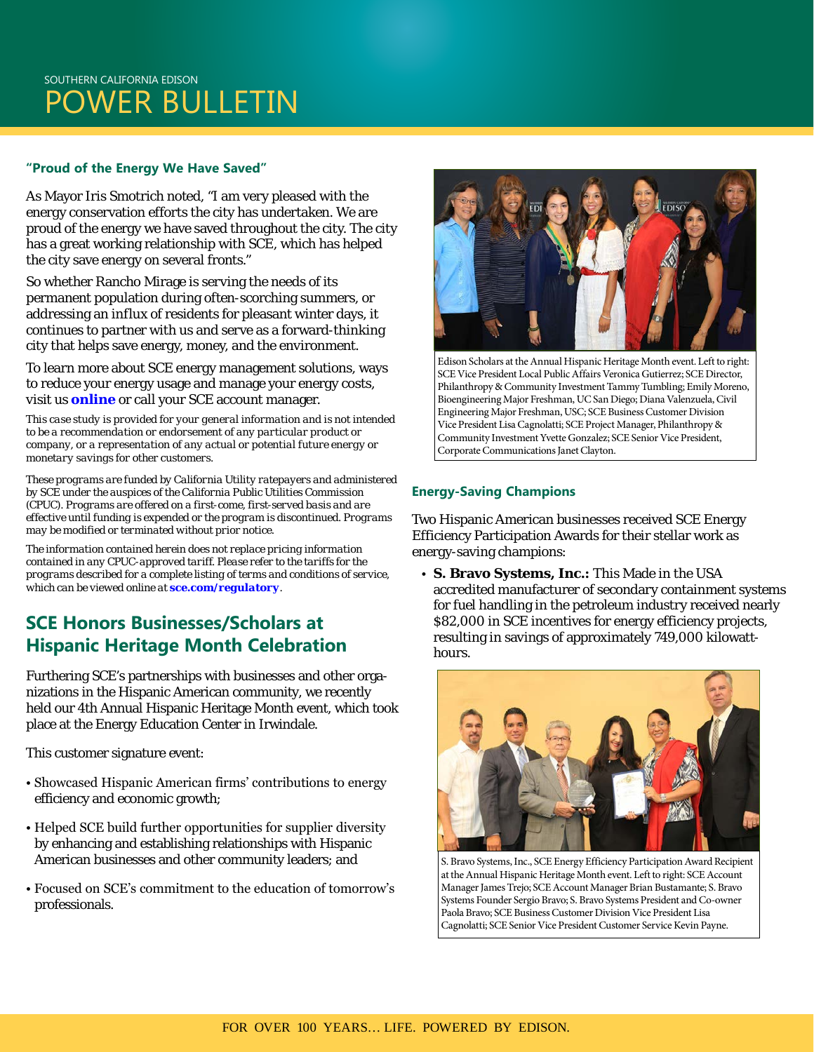### "Proud of the Energy We Have Saved"

As Mayor Iris Smotrich noted, "I am very pleased with the energy conservation efforts the city has undertaken. We are proud of the energy we have saved throughout the city. The city has a great working relationship with SCE, which has helped the city save energy on several fronts."

So whether Rancho Mirage is serving the needs of its permanent population during often-scorching summers, or addressing an influx of residents for pleasant winter days, it continues to partner with us and serve as a forward-thinking city that helps save energy, money, and the environment.

To learn more about SCE energy management solutions, ways to reduce your energy usage and manage your energy costs, visit us **online** or call your SCE account manager.

*This case study is provided for your general information and is not intended to be a recommendation or endorsement of any particular product or company, or a representation of any actual or potential future energy or monetary savings for other customers.*

*These programs are funded by California Utility ratepayers and administered by SCE under the auspices of the California Public Utilities Commission (CPUC). Programs are offered on a first-come, first-served basis and are effective until funding is expended or the program is discontinued. Programs may be modified or terminated without prior notice.*

*The information contained herein does not replace pricing information contained in any CPUC-approved tariff. Please refer to the tariffs for the programs described for a complete listing of terms and conditions of service, which can be viewed online at* ***sce.com/regulatory****.*

## SCE Honors Businesses/Scholars at Hispanic Heritage Month Celebration

Furthering SCE's partnerships with businesses and other organizations in the Hispanic American community, we recently held our 4th Annual Hispanic Heritage Month event, which took place at the Energy Education Center in Irwindale.

This customer signature event:

- Showcased Hispanic American firms' contributions to energy efficiency and economic growth;
- Helped SCE build further opportunities for supplier diversity by enhancing and establishing relationships with Hispanic American businesses and other community leaders; and
- Focused on SCE's commitment to the education of tomorrow's professionals.

Edison Scholars at the Annual Hispanic Heritage Month event. Left to right: SCE Vice President Local Public Affairs Veronica Gutierrez; SCE Director, Philanthropy & Community Investment Tammy Tumbling; Emily Moreno, Bioengineering Major Freshman, UC San Diego; Diana Valenzuela, Civil Engineering Major Freshman, USC; SCE Business Customer Division Vice President Lisa Cagnolatti; SCE Project Manager, Philanthropy & Community Investment Yvette Gonzalez; SCE Senior Vice President, Corporate Communications Janet Clayton.

### Energy-Saving Champions

Two Hispanic American businesses received SCE Energy Efficiency Participation Awards for their stellar work as energy-saving champions:

- **S. Bravo Systems, Inc.:** This Made in the USA accredited manufacturer of secondary containment systems for fuel handling in the petroleum industry received nearly \$82,000 in SCE incentives for energy efficiency projects, resulting in savings of approximately 749,000 kilowatt-hours.

S. Bravo Systems, Inc., SCE Energy Efficiency Participation Award Recipient at the Annual Hispanic Heritage Month event. Left to right: SCE Account Manager James Trejo; SCE Account Manager Brian Bustamante; S. Bravo Systems Founder Sergio Bravo; S. Bravo Systems President and Co-owner Paola Bravo; SCE Business Customer Division Vice President Lisa Cagnolatti; SCE Senior Vice President Customer Service Kevin Payne.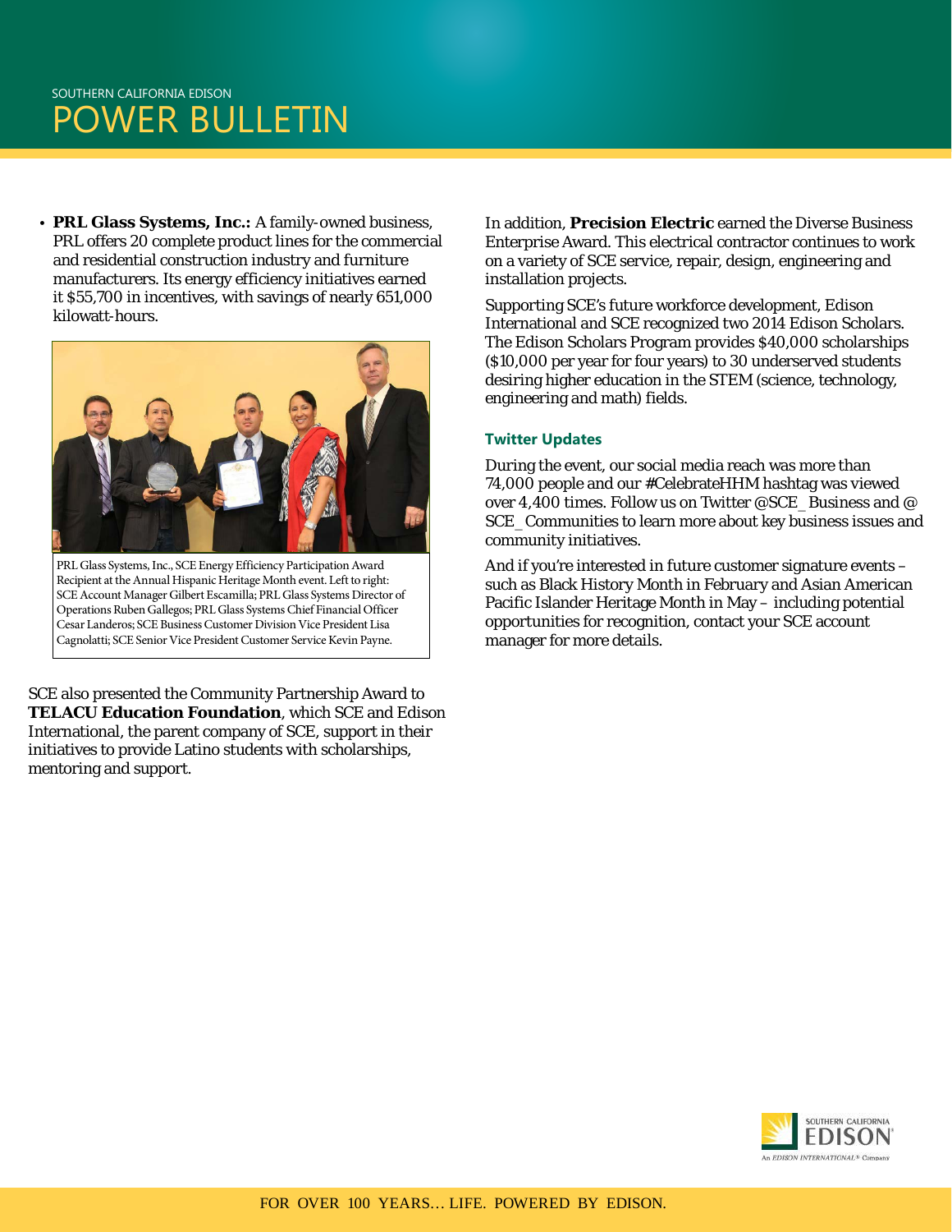- **PRL Glass Systems, Inc.:** A family-owned business, PRL offers 20 complete product lines for the commercial and residential construction industry and furniture manufacturers. Its energy efficiency initiatives earned it $55,700 in incentives, with savings of nearly 651,000 kilowatt-hours.

PRL Glass Systems, Inc., SCE Energy Efficiency Participation Award Recipient at the Annual Hispanic Heritage Month event. Left to right: SCE Account Manager Gilbert Escamilla; PRL Glass Systems Director of Operations Ruben Gallegos; PRL Glass Systems Chief Financial Officer Cesar Landeros; SCE Business Customer Division Vice President Lisa Cagnolatti; SCE Senior Vice President Customer Service Kevin Payne.

SCE also presented the Community Partnership Award to **TELACU Education Foundation**, which SCE and Edison International, the parent company of SCE, support in their initiatives to provide Latino students with scholarships, mentoring and support.

In addition, **Precision Electric** earned the Diverse Business Enterprise Award. This electrical contractor continues to work on a variety of SCE service, repair, design, engineering and installation projects.

Supporting SCE's future workforce development, Edison International and SCE recognized two 2014 Edison Scholars. The Edison Scholars Program provides $40,000 scholarships ($10,000 per year for four years) to 30 underserved students desiring higher education in the STEM (science, technology, engineering and math) fields.

### Twitter Updates

During the event, our social media reach was more than 74,000 people and our #CelebrateHHM hashtag was viewed over 4,400 times. Follow us on Twitter @SCE_Business and @SCE_Communities to learn more about key business issues and community initiatives.

And if you're interested in future customer signature events – such as Black History Month in February and Asian American Pacific Islander Heritage Month in May – including potential opportunities for recognition, contact your SCE account manager for more details.